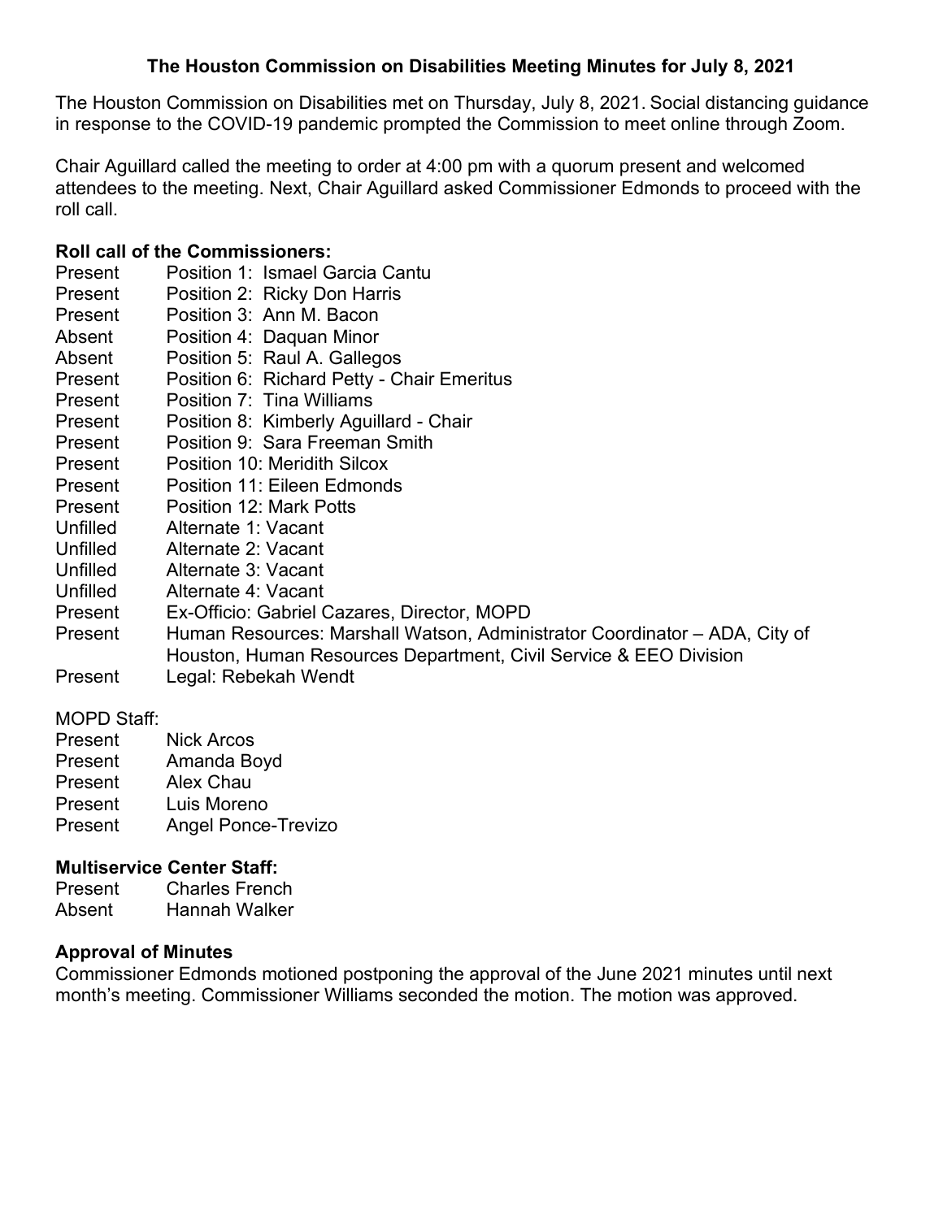# The Houston Commission on Disabilities Meeting Minutes for July 8, 2021

The Houston Commission on Disabilities met on Thursday, July 8, 2021. Social distancing guidance in response to the COVID-19 pandemic prompted the Commission to meet online through Zoom.

Chair Aguillard called the meeting to order at 4:00 pm with a quorum present and welcomed attendees to the meeting. Next, Chair Aguillard asked Commissioner Edmonds to proceed with the roll call.

**Roll call of the Commissioners:**

| | |
|---|---|
| Present | Position 1: Ismael Garcia Cantu |
| Present | Position 2: Ricky Don Harris |
| Present | Position 3: Ann M. Bacon |
| Absent | Position 4: Daquan Minor |
| Absent | Position 5: Raul A. Gallegos |
| Present | Position 6: Richard Petty - Chair Emeritus |
| Present | Position 7: Tina Williams |
| Present | Position 8: Kimberly Aguillard - Chair |
| Present | Position 9: Sara Freeman Smith |
| Present | Position 10: Meridith Silcox |
| Present | Position 11: Eileen Edmonds |
| Present | Position 12: Mark Potts |
| Unfilled | Alternate 1: Vacant |
| Unfilled | Alternate 2: Vacant |
| Unfilled | Alternate 3: Vacant |
| Unfilled | Alternate 4: Vacant |
| Present | Ex-Officio: Gabriel Cazares, Director, MOPD |
| Present | Human Resources: Marshall Watson, Administrator Coordinator – ADA, City of Houston, Human Resources Department, Civil Service & EEO Division |
| Present | Legal: Rebekah Wendt |

MOPD Staff:

| | |
|---|---|
| Present | Nick Arcos |
| Present | Amanda Boyd |
| Present | Alex Chau |
| Present | Luis Moreno |
| Present | Angel Ponce-Trevizo |

**Multiservice Center Staff:**

| | |
|---|---|
| Present | Charles French |
| Absent | Hannah Walker |

**Approval of Minutes**

Commissioner Edmonds motioned postponing the approval of the June 2021 minutes until next month's meeting. Commissioner Williams seconded the motion. The motion was approved.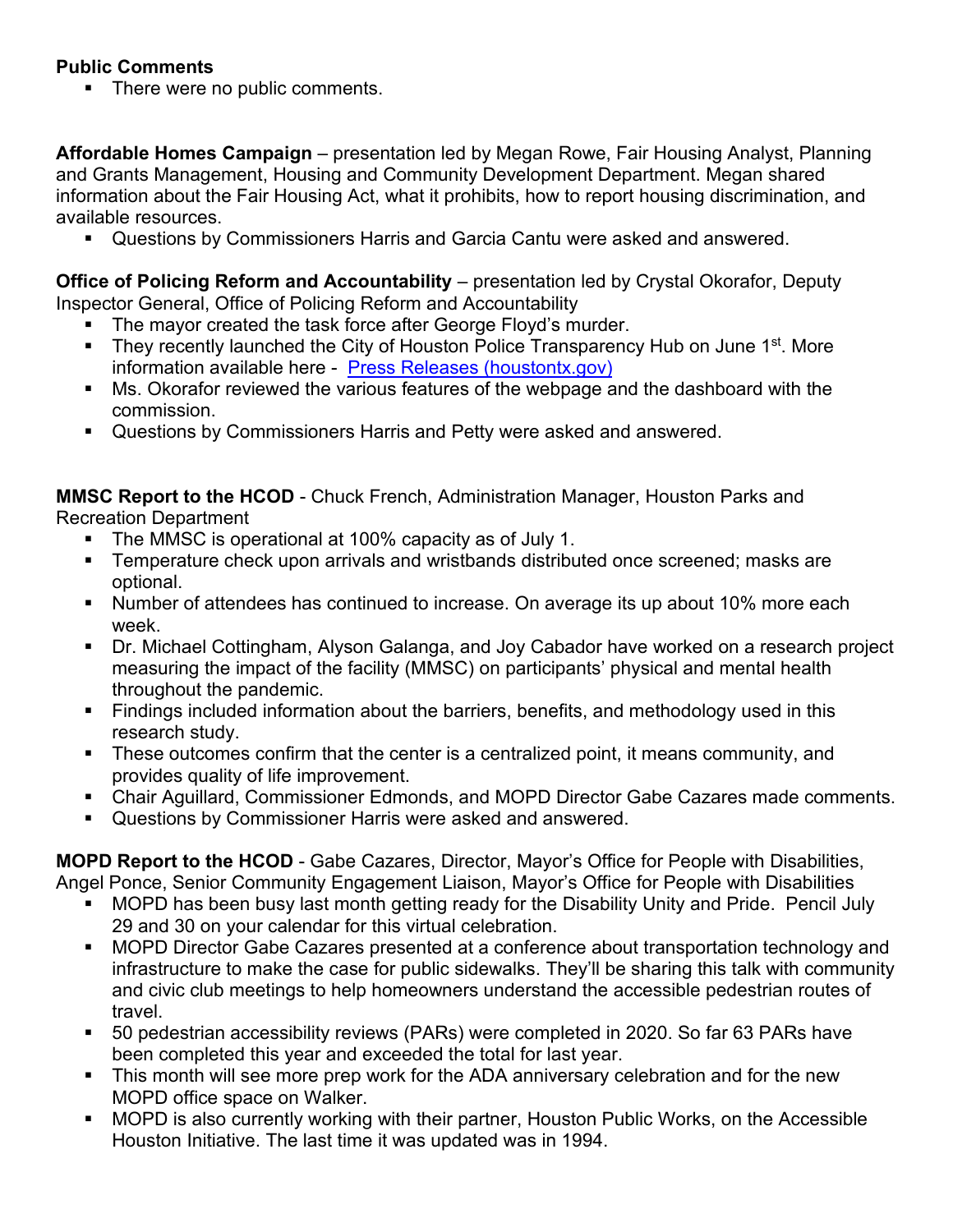**Public Comments**

- There were no public comments.

**Affordable Homes Campaign** – presentation led by Megan Rowe, Fair Housing Analyst, Planning and Grants Management, Housing and Community Development Department. Megan shared information about the Fair Housing Act, what it prohibits, how to report housing discrimination, and available resources.

- Questions by Commissioners Harris and Garcia Cantu were asked and answered.

**Office of Policing Reform and Accountability** – presentation led by Crystal Okorafor, Deputy Inspector General, Office of Policing Reform and Accountability

- The mayor created the task force after George Floyd's murder.
- They recently launched the City of Houston Police Transparency Hub on June 1st. More information available here - [Press Releases (houstontx.gov)]
- Ms. Okorafor reviewed the various features of the webpage and the dashboard with the commission.
- Questions by Commissioners Harris and Petty were asked and answered.

**MMSC Report to the HCOD** - Chuck French, Administration Manager, Houston Parks and Recreation Department

- The MMSC is operational at 100% capacity as of July 1.
- Temperature check upon arrivals and wristbands distributed once screened; masks are optional.
- Number of attendees has continued to increase. On average its up about 10% more each week.
- Dr. Michael Cottingham, Alyson Galanga, and Joy Cabador have worked on a research project measuring the impact of the facility (MMSC) on participants' physical and mental health throughout the pandemic.
- Findings included information about the barriers, benefits, and methodology used in this research study.
- These outcomes confirm that the center is a centralized point, it means community, and provides quality of life improvement.
- Chair Aguillard, Commissioner Edmonds, and MOPD Director Gabe Cazares made comments.
- Questions by Commissioner Harris were asked and answered.

**MOPD Report to the HCOD** - Gabe Cazares, Director, Mayor's Office for People with Disabilities, Angel Ponce, Senior Community Engagement Liaison, Mayor's Office for People with Disabilities

- MOPD has been busy last month getting ready for the Disability Unity and Pride. Pencil July 29 and 30 on your calendar for this virtual celebration.
- MOPD Director Gabe Cazares presented at a conference about transportation technology and infrastructure to make the case for public sidewalks. They'll be sharing this talk with community and civic club meetings to help homeowners understand the accessible pedestrian routes of travel.
- 50 pedestrian accessibility reviews (PARs) were completed in 2020. So far 63 PARs have been completed this year and exceeded the total for last year.
- This month will see more prep work for the ADA anniversary celebration and for the new MOPD office space on Walker.
- MOPD is also currently working with their partner, Houston Public Works, on the Accessible Houston Initiative. The last time it was updated was in 1994.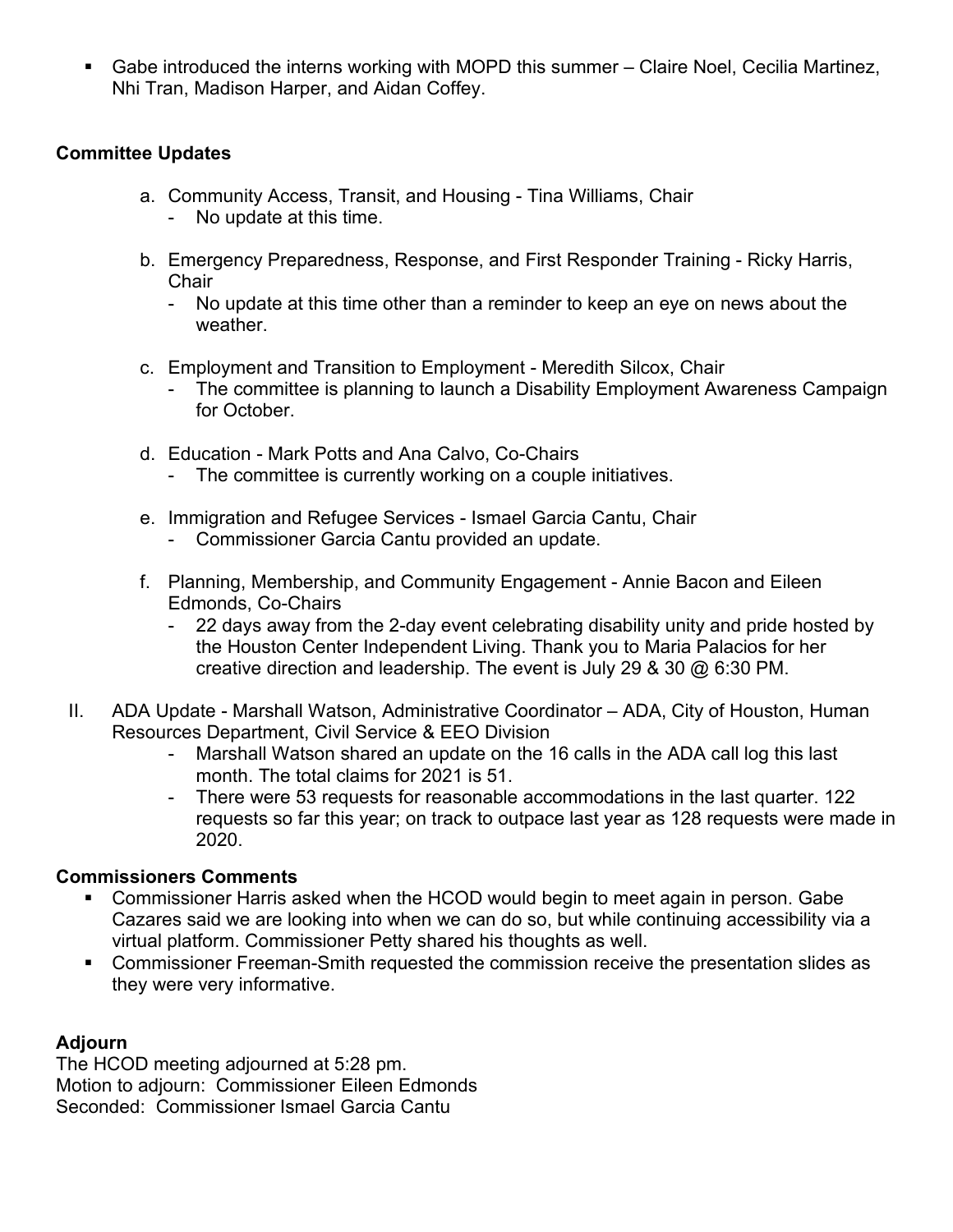- Gabe introduced the interns working with MOPD this summer – Claire Noel, Cecilia Martinez, Nhi Tran, Madison Harper, and Aidan Coffey.

**Committee Updates**

a. Community Access, Transit, and Housing - Tina Williams, Chair
   - No update at this time.

b. Emergency Preparedness, Response, and First Responder Training - Ricky Harris, Chair
   - No update at this time other than a reminder to keep an eye on news about the weather.

c. Employment and Transition to Employment - Meredith Silcox, Chair
   - The committee is planning to launch a Disability Employment Awareness Campaign for October.

d. Education - Mark Potts and Ana Calvo, Co-Chairs
   - The committee is currently working on a couple initiatives.

e. Immigration and Refugee Services - Ismael Garcia Cantu, Chair
   - Commissioner Garcia Cantu provided an update.

f. Planning, Membership, and Community Engagement - Annie Bacon and Eileen Edmonds, Co-Chairs
   - 22 days away from the 2-day event celebrating disability unity and pride hosted by the Houston Center Independent Living. Thank you to Maria Palacios for her creative direction and leadership. The event is July 29 & 30 @ 6:30 PM.

II. ADA Update - Marshall Watson, Administrative Coordinator – ADA, City of Houston, Human Resources Department, Civil Service & EEO Division
   - Marshall Watson shared an update on the 16 calls in the ADA call log this last month. The total claims for 2021 is 51.
   - There were 53 requests for reasonable accommodations in the last quarter. 122 requests so far this year; on track to outpace last year as 128 requests were made in 2020.

**Commissioners Comments**

- Commissioner Harris asked when the HCOD would begin to meet again in person. Gabe Cazares said we are looking into when we can do so, but while continuing accessibility via a virtual platform. Commissioner Petty shared his thoughts as well.
- Commissioner Freeman-Smith requested the commission receive the presentation slides as they were very informative.

**Adjourn**

The HCOD meeting adjourned at 5:28 pm.
Motion to adjourn: Commissioner Eileen Edmonds
Seconded: Commissioner Ismael Garcia Cantu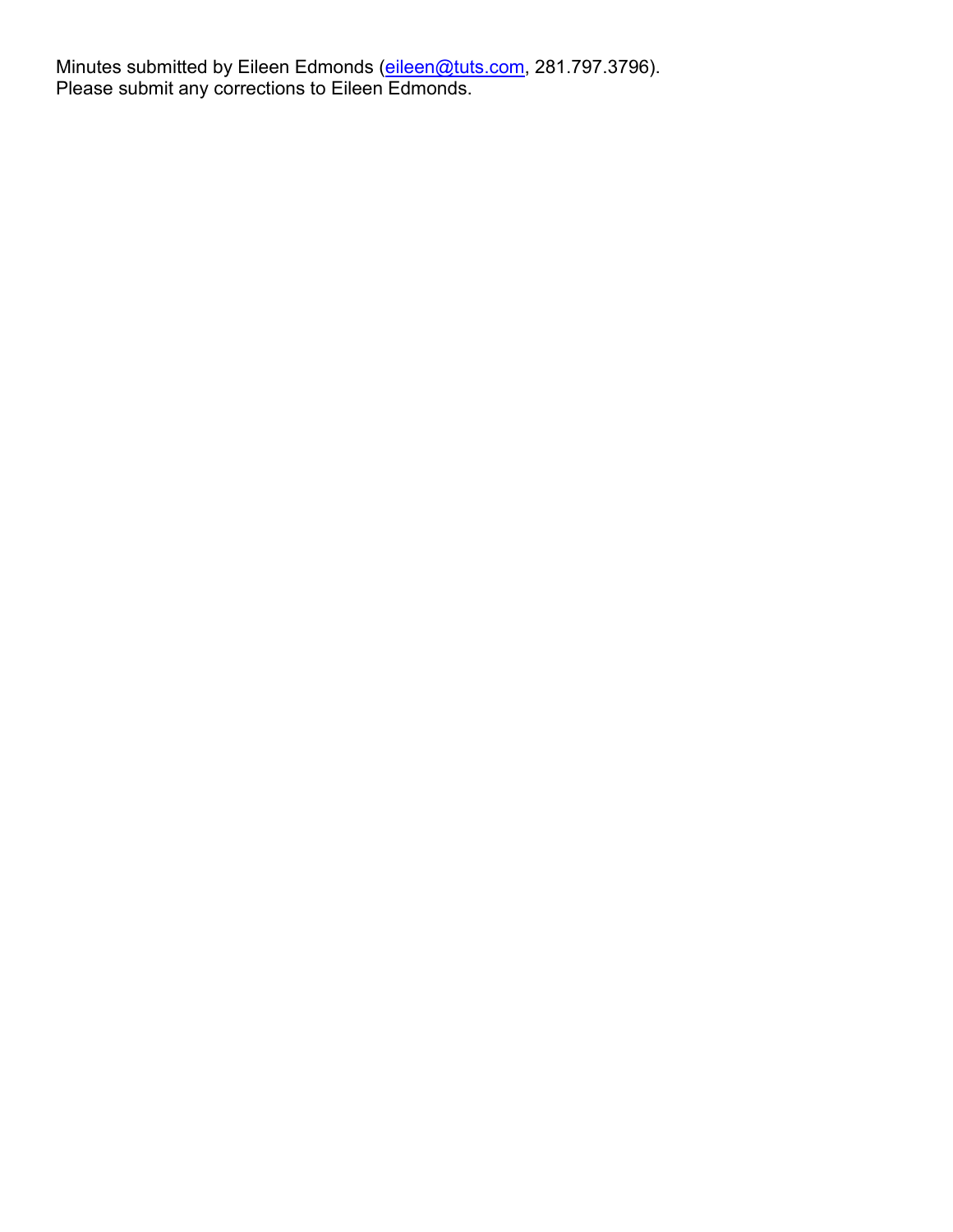Minutes submitted by Eileen Edmonds (eileen@tuts.com, 281.797.3796).
Please submit any corrections to Eileen Edmonds.